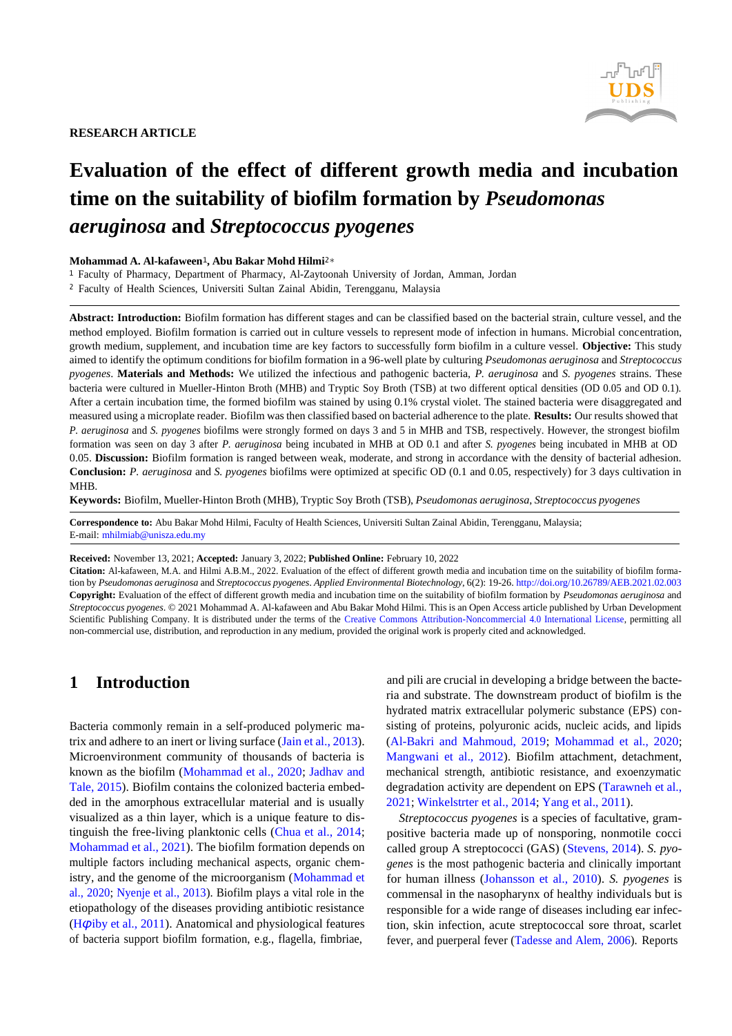**RESEARCH ARTICLE**

# Evaluation of the effect of different growth media and incubation time on the suitability of biofilm formation by *Pseudomonas aeruginosa* and *Streptococcus pyogenes*

**Mohammad A. Al-kafaween[1], Abu Bakar Mohd Hilmi[2]***

[1] Faculty of Pharmacy, Department of Pharmacy, Al-Zaytoonah University of Jordan, Amman, Jordan

[2] Faculty of Health Sciences, Universiti Sultan Zainal Abidin, Terengganu, Malaysia

**Abstract: Introduction:** Biofilm formation has different stages and can be classified based on the bacterial strain, culture vessel, and the method employed. Biofilm formation is carried out in culture vessels to represent mode of infection in humans. Microbial concentration, growth medium, supplement, and incubation time are key factors to successfully form biofilm in a culture vessel. **Objective:** This study aimed to identify the optimum conditions for biofilm formation in a 96-well plate by culturing *Pseudomonas aeruginosa* and *Streptococcus pyogenes*. **Materials and Methods:** We utilized the infectious and pathogenic bacteria, *P. aeruginosa* and *S. pyogenes* strains. These bacteria were cultured in Mueller-Hinton Broth (MHB) and Tryptic Soy Broth (TSB) at two different optical densities (OD 0.05 and OD 0.1). After a certain incubation time, the formed biofilm was stained by using 0.1% crystal violet. The stained bacteria were disaggregated and measured using a microplate reader. Biofilm was then classified based on bacterial adherence to the plate. **Results:** Our results showed that *P. aeruginosa* and *S. pyogenes* biofilms were strongly formed on days 3 and 5 in MHB and TSB, respectively. However, the strongest biofilm formation was seen on day 3 after *P. aeruginosa* being incubated in MHB at OD 0.1 and after *S. pyogenes* being incubated in MHB at OD 0.05. **Discussion:** Biofilm formation is ranged between weak, moderate, and strong in accordance with the density of bacterial adhesion. **Conclusion:** *P. aeruginosa* and *S. pyogenes* biofilms were optimized at specific OD (0.1 and 0.05, respectively) for 3 days cultivation in MHB.

**Keywords:** Biofilm, Mueller-Hinton Broth (MHB), Tryptic Soy Broth (TSB), *Pseudomonas aeruginosa*, *Streptococcus pyogenes*

**Correspondence to:** Abu Bakar Mohd Hilmi, Faculty of Health Sciences, Universiti Sultan Zainal Abidin, Terengganu, Malaysia; E-mail: mhilmiab@unisza.edu.my

**Received:** November 13, 2021; **Accepted:** January 3, 2022; **Published Online:** February 10, 2022

**Citation:** Al-kafaween, M.A. and Hilmi A.B.M., 2022. Evaluation of the effect of different growth media and incubation time on the suitability of biofilm formation by *Pseudomonas aeruginosa* and *Streptococcus pyogenes*. *Applied Environmental Biotechnology*, 6(2): 19-26. http://doi.org/10.26789/AEB.2021.02.003

**Copyright:** Evaluation of the effect of different growth media and incubation time on the suitability of biofilm formation by *Pseudomonas aeruginosa* and *Streptococcus pyogenes*. © 2021 Mohammad A. Al-kafaween and Abu Bakar Mohd Hilmi. This is an Open Access article published by Urban Development Scientific Publishing Company. It is distributed under the terms of the Creative Commons Attribution-Noncommercial 4.0 International License, permitting all non-commercial use, distribution, and reproduction in any medium, provided the original work is properly cited and acknowledged.

## 1 Introduction

Bacteria commonly remain in a self-produced polymeric matrix and adhere to an inert or living surface (Jain et al., 2013). Microenvironment community of thousands of bacteria is known as the biofilm (Mohammad et al., 2020; Jadhav and Tale, 2015). Biofilm contains the colonized bacteria embedded in the amorphous extracellular material and is usually visualized as a thin layer, which is a unique feature to distinguish the free-living planktonic cells (Chua et al., 2014; Mohammad et al., 2021). The biofilm formation depends on multiple factors including mechanical aspects, organic chemistry, and the genome of the microorganism (Mohammad et al., 2020; Nyenje et al., 2013). Biofilm plays a vital role in the etiopathology of the diseases providing antibiotic resistance (Hφiby et al., 2011). Anatomical and physiological features of bacteria support biofilm formation, e.g., flagella, fimbriae, and pili are crucial in developing a bridge between the bacteria and substrate. The downstream product of biofilm is the hydrated matrix extracellular polymeric substance (EPS) consisting of proteins, polyuronic acids, nucleic acids, and lipids (Al-Bakri and Mahmoud, 2019; Mohammad et al., 2020; Mangwani et al., 2012). Biofilm attachment, detachment, mechanical strength, antibiotic resistance, and exoenzymatic degradation activity are dependent on EPS (Tarawneh et al., 2021; Winkelstrter et al., 2014; Yang et al., 2011).

*Streptococcus pyogenes* is a species of facultative, gram-positive bacteria made up of nonsporing, nonmotile cocci called group A streptococci (GAS) (Stevens, 2014). *S. pyogenes* is the most pathogenic bacteria and clinically important for human illness (Johansson et al., 2010). *S. pyogenes* is commensal in the nasopharynx of healthy individuals but is responsible for a wide range of diseases including ear infection, skin infection, acute streptococcal sore throat, scarlet fever, and puerperal fever (Tadesse and Alem, 2006). Reports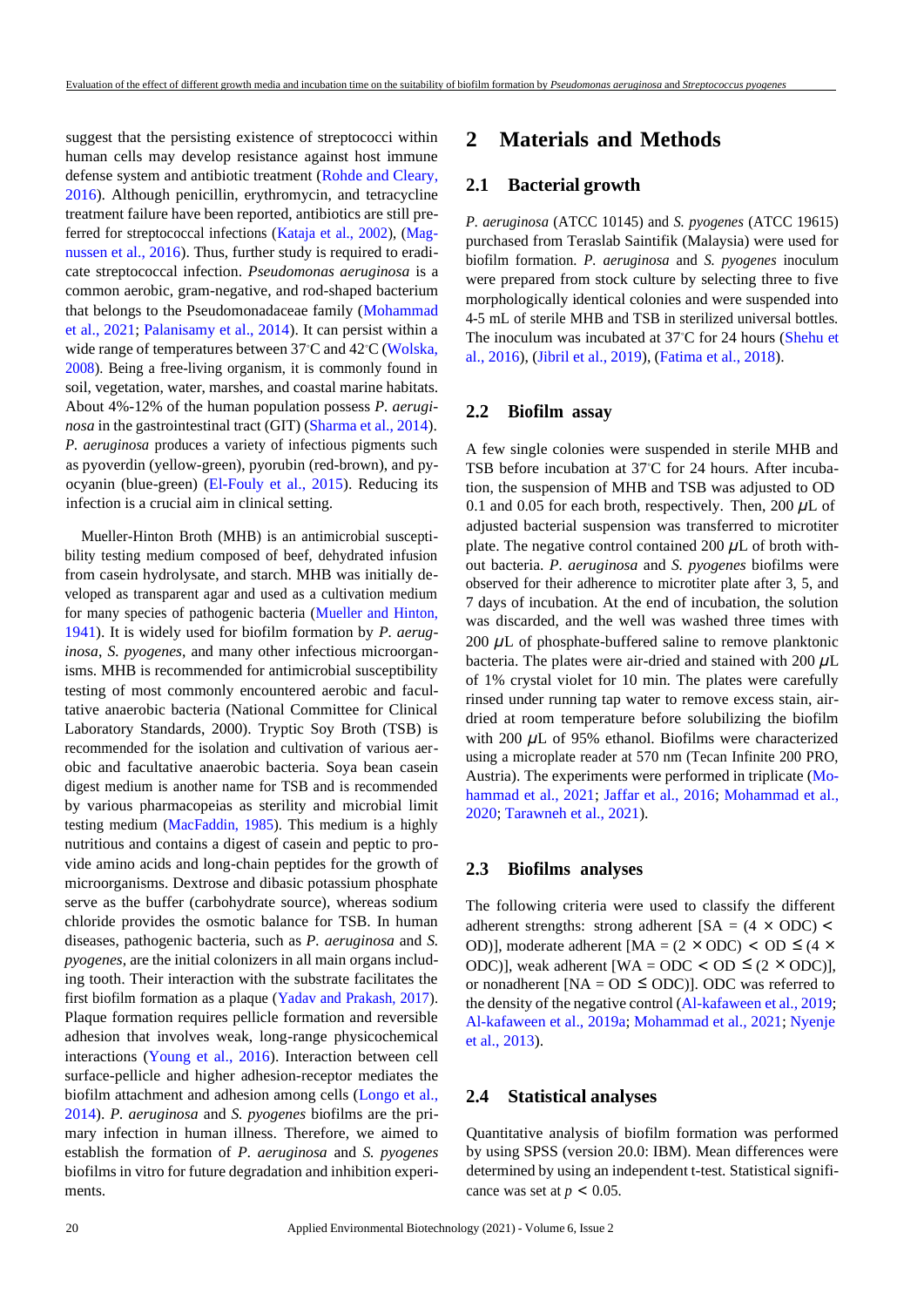suggest that the persisting existence of streptococci within human cells may develop resistance against host immune defense system and antibiotic treatment (Rohde and Cleary, 2016). Although penicillin, erythromycin, and tetracycline treatment failure have been reported, antibiotics are still preferred for streptococcal infections (Kataja et al., 2002), (Magnussen et al., 2016). Thus, further study is required to eradicate streptococcal infection. *Pseudomonas aeruginosa* is a common aerobic, gram-negative, and rod-shaped bacterium that belongs to the Pseudomonadaceae family (Mohammad et al., 2021; Palanisamy et al., 2014). It can persist within a wide range of temperatures between 37°C and 42°C (Wolska, 2008). Being a free-living organism, it is commonly found in soil, vegetation, water, marshes, and coastal marine habitats. About 4%-12% of the human population possess *P. aeruginosa* in the gastrointestinal tract (GIT) (Sharma et al., 2014). *P. aeruginosa* produces a variety of infectious pigments such as pyoverdin (yellow-green), pyorubin (red-brown), and pyocyanin (blue-green) (El-Fouly et al., 2015). Reducing its infection is a crucial aim in clinical setting.

Mueller-Hinton Broth (MHB) is an antimicrobial susceptibility testing medium composed of beef, dehydrated infusion from casein hydrolysate, and starch. MHB was initially developed as transparent agar and used as a cultivation medium for many species of pathogenic bacteria (Mueller and Hinton, 1941). It is widely used for biofilm formation by *P. aeruginosa*, *S. pyogenes*, and many other infectious microorganisms. MHB is recommended for antimicrobial susceptibility testing of most commonly encountered aerobic and facultative anaerobic bacteria (National Committee for Clinical Laboratory Standards, 2000). Tryptic Soy Broth (TSB) is recommended for the isolation and cultivation of various aerobic and facultative anaerobic bacteria. Soya bean casein digest medium is another name for TSB and is recommended by various pharmacopeias as sterility and microbial limit testing medium (MacFaddin, 1985). This medium is a highly nutritious and contains a digest of casein and peptic to provide amino acids and long-chain peptides for the growth of microorganisms. Dextrose and dibasic potassium phosphate serve as the buffer (carbohydrate source), whereas sodium chloride provides the osmotic balance for TSB. In human diseases, pathogenic bacteria, such as *P. aeruginosa* and *S. pyogenes*, are the initial colonizers in all main organs including tooth. Their interaction with the substrate facilitates the first biofilm formation as a plaque (Yadav and Prakash, 2017). Plaque formation requires pellicle formation and reversible adhesion that involves weak, long-range physicochemical interactions (Young et al., 2016). Interaction between cell surface-pellicle and higher adhesion-receptor mediates the biofilm attachment and adhesion among cells (Longo et al., 2014). *P. aeruginosa* and *S. pyogenes* biofilms are the primary infection in human illness. Therefore, we aimed to establish the formation of *P. aeruginosa* and *S. pyogenes* biofilms in vitro for future degradation and inhibition experiments.

## 2 Materials and Methods

### 2.1 Bacterial growth

*P. aeruginosa* (ATCC 10145) and *S. pyogenes* (ATCC 19615) purchased from Teraslab Saintifik (Malaysia) were used for biofilm formation. *P. aeruginosa* and *S. pyogenes* inoculum were prepared from stock culture by selecting three to five morphologically identical colonies and were suspended into 4-5 mL of sterile MHB and TSB in sterilized universal bottles. The inoculum was incubated at 37°C for 24 hours (Shehu et al., 2016), (Jibril et al., 2019), (Fatima et al., 2018).

### 2.2 Biofilm assay

A few single colonies were suspended in sterile MHB and TSB before incubation at 37°C for 24 hours. After incubation, the suspension of MHB and TSB was adjusted to OD 0.1 and 0.05 for each broth, respectively. Then, 200 $\mu$L of adjusted bacterial suspension was transferred to microtiter plate. The negative control contained 200 $\mu$L of broth without bacteria. *P. aeruginosa* and *S. pyogenes* biofilms were observed for their adherence to microtiter plate after 3, 5, and 7 days of incubation. At the end of incubation, the solution was discarded, and the well was washed three times with 200 $\mu$L of phosphate-buffered saline to remove planktonic bacteria. The plates were air-dried and stained with 200 $\mu$L of 1% crystal violet for 10 min. The plates were carefully rinsed under running tap water to remove excess stain, air-dried at room temperature before solubilizing the biofilm with 200 $\mu$L of 95% ethanol. Biofilms were characterized using a microplate reader at 570 nm (Tecan Infinite 200 PRO, Austria). The experiments were performed in triplicate (Mohammad et al., 2021; Jaffar et al., 2016; Mohammad et al., 2020; Tarawneh et al., 2021).

### 2.3 Biofilms analyses

The following criteria were used to classify the different adherent strengths: strong adherent [SA = $(4 \times ODC) < OD$)], moderate adherent [MA = $(2 \times ODC) < OD \leq (4 \times ODC)$], weak adherent [WA = $ODC < OD \leq (2 \times ODC)$], or nonadherent [NA = $OD \leq ODC$)]. ODC was referred to the density of the negative control (Al-kafaween et al., 2019; Al-kafaween et al., 2019a; Mohammad et al., 2021; Nyenje et al., 2013).

### 2.4 Statistical analyses

Quantitative analysis of biofilm formation was performed by using SPSS (version 20.0: IBM). Mean differences were determined by using an independent t-test. Statistical significance was set at $p < 0.05$.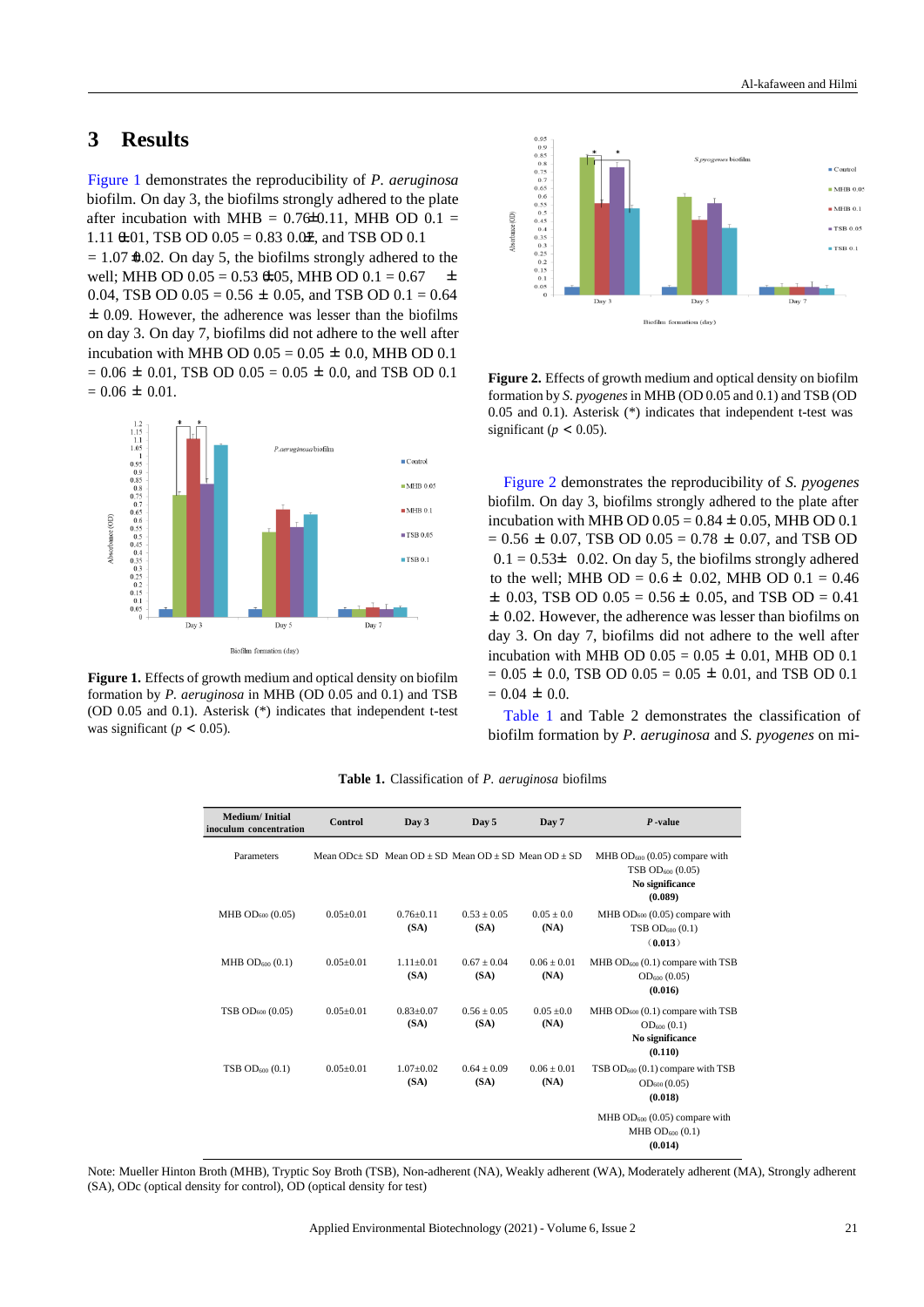# 3 Results

Figure 1 demonstrates the reproducibility of *P. aeruginosa* biofilm. On day 3, the biofilms strongly adhered to the plate after incubation with MHB = 0.76±0.11, MHB OD 0.1 = 1.11 ±0.01, TSB OD 0.05 = 0.83 0.0±, and TSB OD 0.1 = 1.07 ±0.02. On day 5, the biofilms strongly adhered to the well; MHB OD 0.05 = 0.53 ±0.05, MHB OD 0.1 = 0.67 ± 0.04, TSB OD 0.05 = 0.56 ± 0.05, and TSB OD 0.1 = 0.64 ± 0.09. However, the adherence was lesser than the biofilms on day 3. On day 7, biofilms did not adhere to the well after incubation with MHB OD 0.05 = 0.05 ± 0.0, MHB OD 0.1 = 0.06 ± 0.01, TSB OD 0.05 = 0.05 ± 0.0, and TSB OD 0.1 = 0.06 ± 0.01.

**Figure 1.** Effects of growth medium and optical density on biofilm formation by *P. aeruginosa* in MHB (OD 0.05 and 0.1) and TSB (OD 0.05 and 0.1). Asterisk (*) indicates that independent t-test was significant ($p < 0.05$).

**Figure 2.** Effects of growth medium and optical density on biofilm formation by *S. pyogenes* in MHB (OD 0.05 and 0.1) and TSB (OD 0.05 and 0.1). Asterisk (*) indicates that independent t-test was significant ($p < 0.05$).

Figure 2 demonstrates the reproducibility of *S. pyogenes* biofilm. On day 3, biofilms strongly adhered to the plate after incubation with MHB OD 0.05 = 0.84 ± 0.05, MHB OD 0.1 = 0.56 ± 0.07, TSB OD 0.05 = 0.78 ± 0.07, and TSB OD 0.1 = 0.53± 0.02. On day 5, the biofilms strongly adhered to the well; MHB OD = 0.6 ± 0.02, MHB OD 0.1 = 0.46 ± 0.03, TSB OD 0.05 = 0.56 ± 0.05, and TSB OD = 0.41 ± 0.02. However, the adherence was lesser than biofilms on day 3. On day 7, biofilms did not adhere to the well after incubation with MHB OD 0.05 = 0.05 ± 0.01, MHB OD 0.1 = 0.05 ± 0.0, TSB OD 0.05 = 0.05 ± 0.01, and TSB OD 0.1 = 0.04 ± 0.0.

Table 1 and Table 2 demonstrates the classification of biofilm formation by *P. aeruginosa* and *S. pyogenes* on mi-

**Table 1.** Classification of *P. aeruginosa* biofilms

| Medium/ Initial inoculum concentration | Control | Day 3 | Day 5 | Day 7 | *P* -value |
|---|---|---|---|---|---|
| Parameters | Mean ODc± SD | Mean OD ± SD | Mean OD ± SD | Mean OD ± SD | MHB $OD_{600}$ (0.05) compare with TSB $OD_{600}$ (0.05) **No significance (0.089)** |
| MHB $OD_{600}$ (0.05) | 0.05±0.01 | 0.76±0.11 **(SA)** | 0.53 ± 0.05 **(SA)** | 0.05 ± 0.0 **(NA)** | MHB $OD_{600}$ (0.05) compare with TSB $OD_{600}$ (0.1) **(0.013)** |
| MHB $OD_{600}$ (0.1) | 0.05±0.01 | 1.11±0.01 **(SA)** | 0.67 ± 0.04 **(SA)** | 0.06 ± 0.01 **(NA)** | MHB $OD_{600}$ (0.1) compare with TSB $OD_{600}$ (0.05) **(0.016)** |
| TSB $OD_{600}$ (0.05) | 0.05±0.01 | 0.83±0.07 **(SA)** | 0.56 ± 0.05 **(SA)** | 0.05 ±0.0 **(NA)** | MHB $OD_{600}$ (0.1) compare with TSB $OD_{600}$ (0.1) **No significance (0.110)** |
| TSB $OD_{600}$ (0.1) | 0.05±0.01 | 1.07±0.02 **(SA)** | 0.64 ± 0.09 **(SA)** | 0.06 ± 0.01 **(NA)** | TSB $OD_{600}$ (0.1) compare with TSB $OD_{600}$ (0.05) **(0.018)** |
| | | | | | MHB $OD_{600}$ (0.05) compare with MHB $OD_{600}$ (0.1) **(0.014)** |

Note: Mueller Hinton Broth (MHB), Tryptic Soy Broth (TSB), Non-adherent (NA), Weakly adherent (WA), Moderately adherent (MA), Strongly adherent (SA), ODc (optical density for control), OD (optical density for test)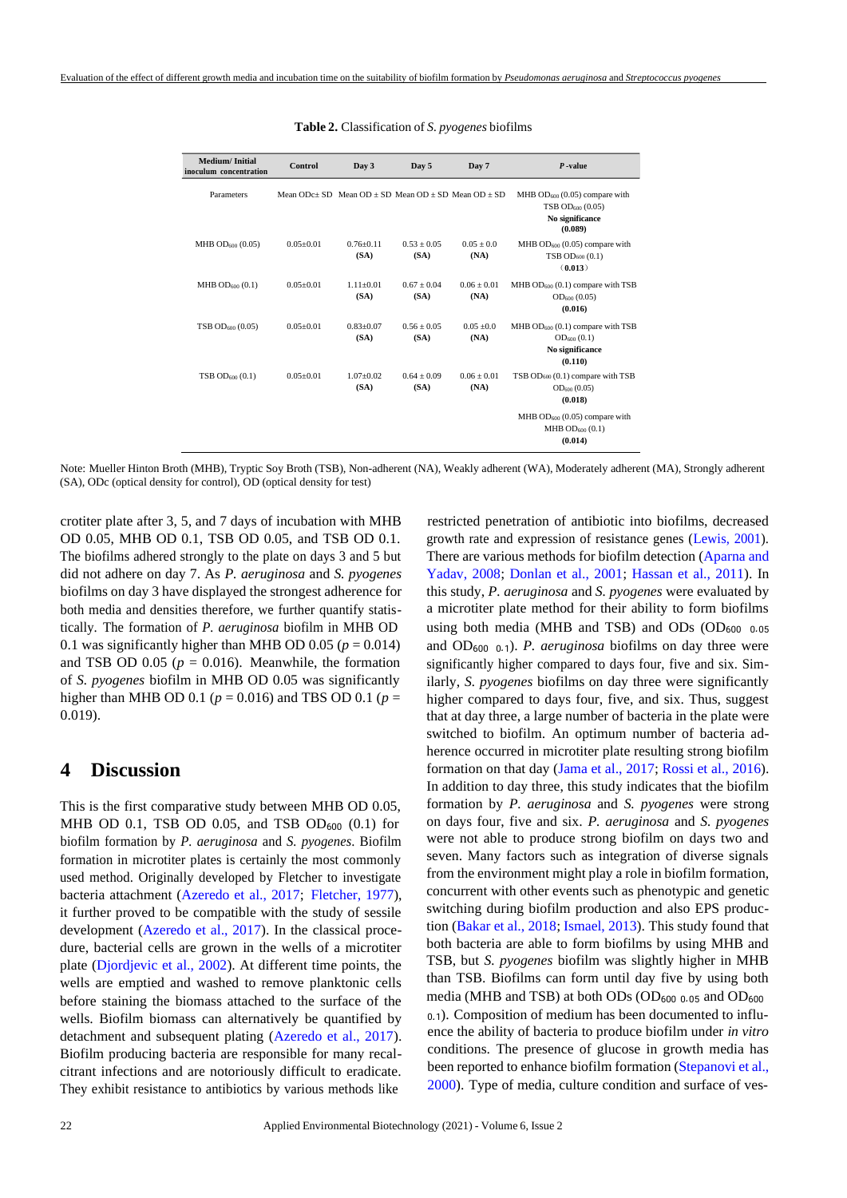**Table 2.** Classification of *S. pyogenes* biofilms

| Medium/ Initial inoculum concentration | Control | Day 3 | Day 5 | Day 7 | *P* -value |
|---|---|---|---|---|---|
| Parameters | Mean ODc± SD | Mean OD ± SD | Mean OD ± SD | Mean OD ± SD | MHB $OD_{600}$ (0.05) compare with TSB $OD_{600}$ (0.05) **No significance (0.089)** |
| MHB $OD_{600}$ (0.05) | 0.05±0.01 | 0.76±0.11 **(SA)** | 0.53 ± 0.05 **(SA)** | 0.05 ± 0.0 **(NA)** | MHB $OD_{600}$ (0.05) compare with TSB $OD_{600}$ (0.1) **(0.013)** |
| MHB $OD_{600}$ (0.1) | 0.05±0.01 | 1.11±0.01 **(SA)** | 0.67 ± 0.04 **(SA)** | 0.06 ± 0.01 **(NA)** | MHB $OD_{600}$ (0.1) compare with TSB $OD_{600}$ (0.05) **(0.016)** |
| TSB $OD_{600}$ (0.05) | 0.05±0.01 | 0.83±0.07 **(SA)** | 0.56 ± 0.05 **(SA)** | 0.05 ±0.0 **(NA)** | MHB $OD_{600}$ (0.1) compare with TSB $OD_{600}$ (0.1) **No significance (0.110)** |
| TSB $OD_{600}$ (0.1) | 0.05±0.01 | 1.07±0.02 **(SA)** | 0.64 ± 0.09 **(SA)** | 0.06 ± 0.01 **(NA)** | TSB $OD_{600}$ (0.1) compare with TSB $OD_{600}$ (0.05) **(0.018)** |
| | | | | | MHB $OD_{600}$ (0.05) compare with MHB $OD_{600}$ (0.1) **(0.014)** |

Note: Mueller Hinton Broth (MHB), Tryptic Soy Broth (TSB), Non-adherent (NA), Weakly adherent (WA), Moderately adherent (MA), Strongly adherent (SA), ODc (optical density for control), OD (optical density for test)

crotiter plate after 3, 5, and 7 days of incubation with MHB OD 0.05, MHB OD 0.1, TSB OD 0.05, and TSB OD 0.1. The biofilms adhered strongly to the plate on days 3 and 5 but did not adhere on day 7. As *P. aeruginosa* and *S. pyogenes* biofilms on day 3 have displayed the strongest adherence for both media and dimensions therefore, we further quantify statistically. The formation of *P. aeruginosa* biofilm in MHB OD 0.1 was significantly higher than MHB OD 0.05 ($p = 0.014$) and TSB OD 0.05 ($p = 0.016$). Meanwhile, the formation of *S. pyogenes* biofilm in MHB OD 0.05 was significantly higher than MHB OD 0.1 ($p = 0.016$) and TBS OD 0.1 ($p = 0.019$).

## 4 Discussion

This is the first comparative study between MHB OD 0.05, MHB OD 0.1, TSB OD 0.05, and TSB $OD_{600}$ (0.1) for biofilm formation by *P. aeruginosa* and *S. pyogenes*. Biofilm formation in microtiter plates is certainly the most commonly used method. Originally developed by Fletcher to investigate bacteria attachment (Azeredo et al., 2017; Fletcher, 1977), it further proved to be compatible with the study of sessile development (Azeredo et al., 2017). In the classical procedure, bacterial cells are grown in the wells of a microtiter plate (Djordjevic et al., 2002). At different time points, the wells are emptied and washed to remove planktonic cells before staining the biomass attached to the surface of the wells. Biofilm biomass can alternatively be quantified by detachment and subsequent plating (Azeredo et al., 2017). Biofilm producing bacteria are responsible for many recalcitrant infections and are notoriously difficult to eradicate. They exhibit resistance to antibiotics by various methods like restricted penetration of antibiotic into biofilms, decreased growth rate and expression of resistance genes (Lewis, 2001). There are various methods for biofilm detection (Aparna and Yadav, 2008; Donlan et al., 2001; Hassan et al., 2011). In this study, *P. aeruginosa* and *S. pyogenes* were evaluated by a microtiter plate method for their ability to form biofilms using both media (MHB and TSB) and ODs ($OD_{600\ 0.05}$ and $OD_{600\ 0.1}$). *P. aeruginosa* biofilms on day three were significantly higher compared to days four, five and six. Similarly, *S. pyogenes* biofilms on day three were significantly higher compared to days four, five, and six. Thus, suggest that at day three, a large number of bacteria in the plate were switched to biofilm. An optimum number of bacteria adherence occurred in microtiter plate resulting strong biofilm formation on that day (Jama et al., 2017; Rossi et al., 2016). In addition to day three, this study indicates that the biofilm formation by *P. aeruginosa* and *S. pyogenes* were strong on days four, five and six. *P. aeruginosa* and *S. pyogenes* were not able to produce strong biofilm on days two and seven. Many factors such as integration of diverse signals from the environment might play a role in biofilm formation, concurrent with other events such as phenotypic and genetic switching during biofilm production and also EPS production (Bakar et al., 2018; Ismael, 2013). This study found that both bacteria are able to form biofilms by using MHB and TSB, but *S. pyogenes* biofilm was slightly higher in MHB than TSB. Biofilms can form until day five by using both media (MHB and TSB) at both ODs ($OD_{600\ 0.05}$ and $OD_{600\ 0.1}$). Composition of medium has been documented to influence the ability of bacteria to produce biofilm under *in vitro* conditions. The presence of glucose in growth media has been reported to enhance biofilm formation (Stepanovi et al., 2000). Type of media, culture condition and surface of ves-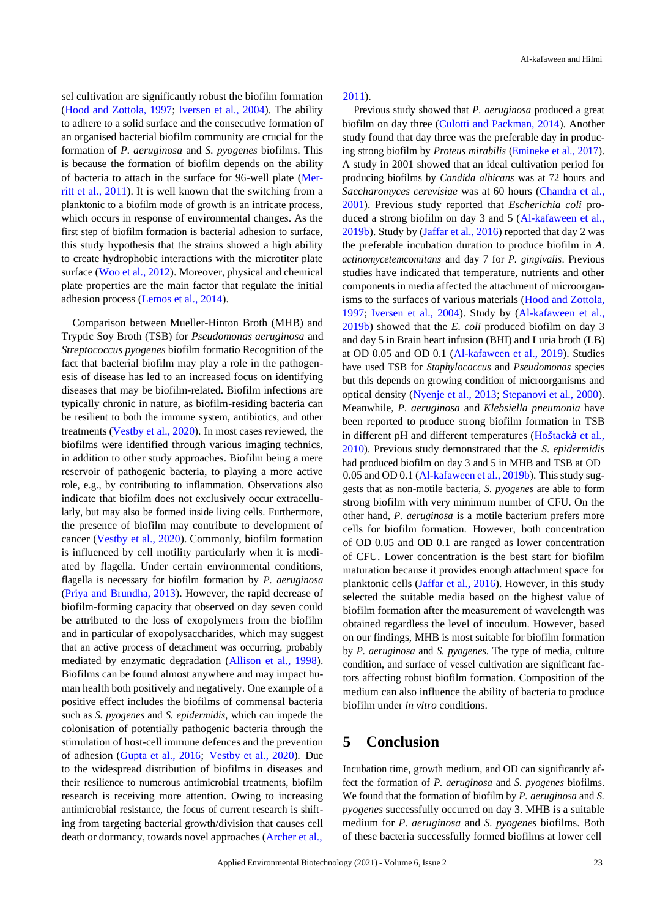sel cultivation are significantly robust the biofilm formation (Hood and Zottola, 1997; Iversen et al., 2004). The ability to adhere to a solid surface and the consecutive formation of an organised bacterial biofilm community are crucial for the formation of *P. aeruginosa* and *S. pyogenes* biofilms. This is because the formation of biofilm depends on the ability of bacteria to attach in the surface for 96-well plate (Merritt et al., 2011). It is well known that the switching from a planktonic to a biofilm mode of growth is an intricate process, which occurs in response of environmental changes. As the first step of biofilm formation is bacterial adhesion to surface, this study hypothesis that the strains showed a high ability to create hydrophobic interactions with the microtiter plate surface (Woo et al., 2012). Moreover, physical and chemical plate properties are the main factor that regulate the initial adhesion process (Lemos et al., 2014).

Comparison between Mueller-Hinton Broth (MHB) and Tryptic Soy Broth (TSB) for *Pseudomonas aeruginosa* and *Streptococcus pyogenes* biofilm formatio Recognition of the fact that bacterial biofilm may play a role in the pathogenesis of disease has led to an increased focus on identifying diseases that may be biofilm-related. Biofilm infections are typically chronic in nature, as biofilm-residing bacteria can be resilient to both the immune system, antibiotics, and other treatments (Vestby et al., 2020). In most cases reviewed, the biofilms were identified through various imaging technics, in addition to other study approaches. Biofilm being a mere reservoir of pathogenic bacteria, to playing a more active role, e.g., by contributing to inflammation. Observations also indicate that biofilm does not exclusively occur extracellularly, but may also be formed inside living cells. Furthermore, the presence of biofilm may contribute to development of cancer (Vestby et al., 2020). Commonly, biofilm formation is influenced by cell motility particularly when it is mediated by flagella. Under certain environmental conditions, flagella is necessary for biofilm formation by *P. aeruginosa* (Priya and Brundha, 2013). However, the rapid decrease of biofilm-forming capacity that observed on day seven could be attributed to the loss of exopolymers from the biofilm and in particular of exopolysaccharides, which may suggest that an active process of detachment was occurring, probably mediated by enzymatic degradation (Allison et al., 1998). Biofilms can be found almost anywhere and may impact human health both positively and negatively. One example of a positive effect includes the biofilms of commensal bacteria such as *S. pyogenes* and *S. epidermidis*, which can impede the colonisation of potentially pathogenic bacteria through the stimulation of host-cell immune defences and the prevention of adhesion (Gupta et al., 2016; Vestby et al., 2020). Due to the widespread distribution of biofilms in diseases and their resilience to numerous antimicrobial treatments, biofilm research is receiving more attention. Owing to increasing antimicrobial resistance, the focus of current research is shifting from targeting bacterial growth/division that causes cell death or dormancy, towards novel approaches (Archer et al., 2011).

Previous study showed that *P. aeruginosa* produced a great biofilm on day three (Culotti and Packman, 2014). Another study found that day three was the preferable day in producing strong biofilm by *Proteus mirabilis* (Emineke et al., 2017). A study in 2001 showed that an ideal cultivation period for producing biofilms by *Candida albicans* was at 72 hours and *Saccharomyces cerevisiae* was at 60 hours (Chandra et al., 2001). Previous study reported that *Escherichia coli* produced a strong biofilm on day 3 and 5 (Al-kafaween et al., 2019b). Study by (Jaffar et al., 2016) reported that day 2 was the preferable incubation duration to produce biofilm in *A. actinomycetemcomitans* and day 7 for *P. gingivalis*. Previous studies have indicated that temperature, nutrients and other components in media affected the attachment of microorganisms to the surfaces of various materials (Hood and Zottola, 1997; Iversen et al., 2004). Study by (Al-kafaween et al., 2019b) showed that the *E. coli* produced biofilm on day 3 and day 5 in Brain heart infusion (BHI) and Luria broth (LB) at OD 0.05 and OD 0.1 (Al-kafaween et al., 2019). Studies have used TSB for *Staphylococcus* and *Pseudomonas* species but this depends on growing condition of microorganisms and optical density (Nyenje et al., 2013; Stepanovi et al., 2000). Meanwhile, *P. aeruginosa* and *Klebsiella pneumonia* have been reported to produce strong biofilm formation in TSB in different pH and different temperatures (Hoštacká et al., 2010). Previous study demonstrated that the *S. epidermidis* had produced biofilm on day 3 and 5 in MHB and TSB at OD 0.05 and OD 0.1 (Al-kafaween et al., 2019b). This study suggests that as non-motile bacteria, *S. pyogenes* are able to form strong biofilm with very minimum number of CFU. On the other hand, *P. aeruginosa* is a motile bacterium prefers more cells for biofilm formation. However, both concentration of OD 0.05 and OD 0.1 are ranged as lower concentration of CFU. Lower concentration is the best start for biofilm maturation because it provides enough attachment space for planktonic cells (Jaffar et al., 2016). However, in this study selected the suitable media based on the highest value of biofilm formation after the measurement of wavelength was obtained regardless the level of inoculum. However, based on our findings, MHB is most suitable for biofilm formation by *P. aeruginosa* and *S. pyogenes.* The type of media, culture condition, and surface of vessel cultivation are significant factors affecting robust biofilm formation. Composition of the medium can also influence the ability of bacteria to produce biofilm under *in vitro* conditions.

# 5 Conclusion

Incubation time, growth medium, and OD can significantly affect the formation of *P. aeruginosa* and *S. pyogenes* biofilms. We found that the formation of biofilm by *P. aeruginosa* and *S. pyogenes* successfully occurred on day 3. MHB is a suitable medium for *P. aeruginosa* and *S. pyogenes* biofilms. Both of these bacteria successfully formed biofilms at lower cell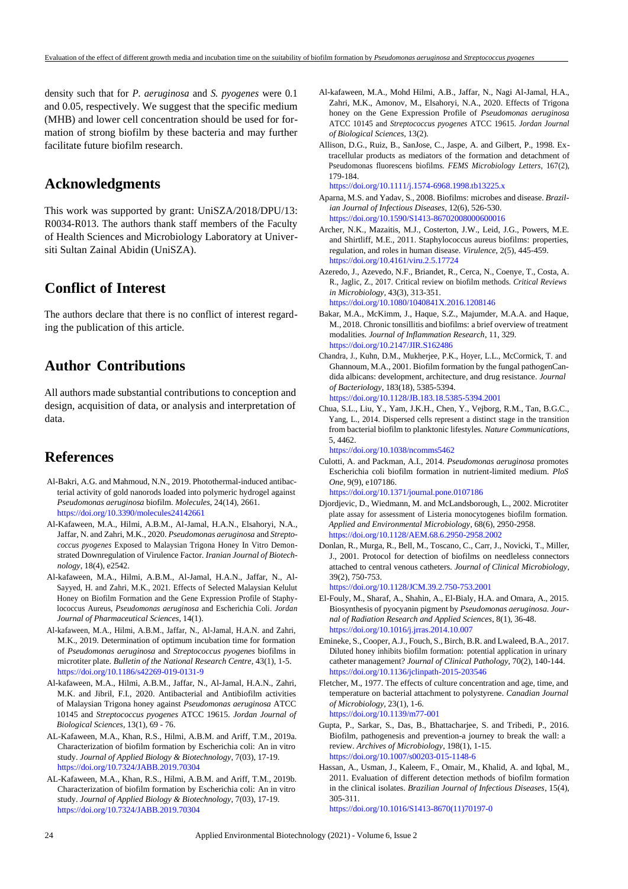density such that for *P. aeruginosa* and *S. pyogenes* were 0.1 and 0.05, respectively. We suggest that the specific medium (MHB) and lower cell concentration should be used for formation of strong biofilm by these bacteria and may further facilitate future biofilm research.

## Acknowledgments

This work was supported by grant: UniSZA/2018/DPU/13: R0034-R013. The authors thank staff members of the Faculty of Health Sciences and Microbiology Laboratory at Universiti Sultan Zainal Abidin (UniSZA).

## Conflict of Interest

The authors declare that there is no conflict of interest regarding the publication of this article.

## Author Contributions

All authors made substantial contributions to conception and design, acquisition of data, or analysis and interpretation of data.

## References

Al-Bakri, A.G. and Mahmoud, N.N., 2019. Photothermal-induced antibacterial activity of gold nanorods loaded into polymeric hydrogel against *Pseudomonas aeruginosa* biofilm. *Molecules*, 24(14), 2661. https://doi.org/10.3390/molecules24142661

Al-Kafaween, M.A., Hilmi, A.B.M., Al-Jamal, H.A.N., Elsahoryi, N.A., Jaffar, N. and Zahri, M.K., 2020. *Pseudomonas aeruginosa* and *Streptococcus pyogenes* Exposed to Malaysian Trigona Honey In Vitro Demonstrated Downregulation of Virulence Factor. *Iranian Journal of Biotechnology*, 18(4), e2542.

Al-kafaween, M.A., Hilmi, A.B.M., Al-Jamal, H.A.N., Jaffar, N., Al-Sayyed, H. and Zahri, M.K., 2021. Effects of Selected Malaysian Kelulut Honey on Biofilm Formation and the Gene Expression Profile of Staphylococcus Aureus, *Pseudomonas aeruginosa* and Escherichia Coli. *Jordan Journal of Pharmaceutical Sciences*, 14(1).

Al-kafaween, M.A., Hilmi, A.B.M., Jaffar, N., Al-Jamal, H.A.N. and Zahri, M.K., 2019. Determination of optimum incubation time for formation of *Pseudomonas aeruginosa* and *Streptococcus pyogenes* biofilms in microtiter plate. *Bulletin of the National Research Centre*, 43(1), 1-5. https://doi.org/10.1186/s42269-019-0131-9

Al-kafaween, M.A., Hilmi, A.B.M., Jaffar, N., Al-Jamal, H.A.N., Zahri, M.K. and Jibril, F.I., 2020. Antibacterial and Antibiofilm activities of Malaysian Trigona honey against *Pseudomonas aeruginosa* ATCC 10145 and *Streptococcus pyogenes* ATCC 19615. *Jordan Journal of Biological Sciences*, 13(1), 69 - 76.

AL-Kafaween, M.A., Khan, R.S., Hilmi, A.B.M. and Ariff, T.M., 2019a. Characterization of biofilm formation by Escherichia coli: An in vitro study. *Journal of Applied Biology & Biotechnology*, 7(03), 17-19. https://doi.org/10.7324/JABB.2019.70304

AL-Kafaween, M.A., Khan, R.S., Hilmi, A.B.M. and Ariff, T.M., 2019b. Characterization of biofilm formation by Escherichia coli: An in vitro study. *Journal of Applied Biology & Biotechnology*, 7(03), 17-19. https://doi.org/10.7324/JABB.2019.70304

Al-kafaween, M.A., Mohd Hilmi, A.B., Jaffar, N., Nagi Al-Jamal, H.A., Zahri, M.K., Amonov, M., Elsahoryi, N.A., 2020. Effects of Trigona honey on the Gene Expression Profile of *Pseudomonas aeruginosa* ATCC 10145 and *Streptococcus pyogenes* ATCC 19615. *Jordan Journal of Biological Sciences*, 13(2).

Allison, D.G., Ruiz, B., SanJose, C., Jaspe, A. and Gilbert, P., 1998. Extracellular products as mediators of the formation and detachment of Pseudomonas fluorescens biofilms. *FEMS Microbiology Letters*, 167(2), 179-184. https://doi.org/10.1111/j.1574-6968.1998.tb13225.x

Aparna, M.S. and Yadav, S., 2008. Biofilms: microbes and disease. *Brazilian Journal of Infectious Diseases*, 12(6), 526-530. https://doi.org/10.1590/S1413-86702008000600016

Archer, N.K., Mazaitis, M.J., Costerton, J.W., Leid, J.G., Powers, M.E. and Shirtliff, M.E., 2011. Staphylococcus aureus biofilms: properties, regulation, and roles in human disease. *Virulence*, 2(5), 445-459. https://doi.org/10.4161/viru.2.5.17724

Azeredo, J., Azevedo, N.F., Briandet, R., Cerca, N., Coenye, T., Costa, A. R., Jaglic, Z., 2017. Critical review on biofilm methods. *Critical Reviews in Microbiology*, 43(3), 313-351. https://doi.org/10.1080/1040841X.2016.1208146

Bakar, M.A., McKimm, J., Haque, S.Z., Majumder, M.A.A. and Haque, M., 2018. Chronic tonsillitis and biofilms: a brief overview of treatment modalities. *Journal of Inflammation Research*, 11, 329. https://doi.org/10.2147/JIR.S162486

Chandra, J., Kuhn, D.M., Mukherjee, P.K., Hoyer, L.L., McCormick, T. and Ghannoum, M.A., 2001. Biofilm formation by the fungal pathogenCandida albicans: development, architecture, and drug resistance. *Journal of Bacteriology*, 183(18), 5385-5394. https://doi.org/10.1128/JB.183.18.5385-5394.2001

Chua, S.L., Liu, Y., Yam, J.K.H., Chen, Y., Vejborg, R.M., Tan, B.G.C., Yang, L., 2014. Dispersed cells represent a distinct stage in the transition from bacterial biofilm to planktonic lifestyles. *Nature Communications*, 5, 4462. https://doi.org/10.1038/ncomms5462

Culotti, A. and Packman, A.I., 2014. *Pseudomonas aeruginosa* promotes Escherichia coli biofilm formation in nutrient-limited medium. *PloS One*, 9(9), e107186. https://doi.org/10.1371/journal.pone.0107186

Djordjevic, D., Wiedmann, M. and McLandsborough, L., 2002. Microtiter plate assay for assessment of Listeria monocytogenes biofilm formation. *Applied and Environmental Microbiology*, 68(6), 2950-2958. https://doi.org/10.1128/AEM.68.6.2950-2958.2002

Donlan, R., Murga, R., Bell, M., Toscano, C., Carr, J., Novicki, T., Miller, J., 2001. Protocol for detection of biofilms on needleless connectors attached to central venous catheters. *Journal of Clinical Microbiology*, 39(2), 750-753. https://doi.org/10.1128/JCM.39.2.750-753.2001

El-Fouly, M., Sharaf, A., Shahin, A., El-Bialy, H.A. and Omara, A., 2015. Biosynthesis of pyocyanin pigment by *Pseudomonas aeruginosa*. *Journal of Radiation Research and Applied Sciences*, 8(1), 36-48. https://doi.org/10.1016/j.jrras.2014.10.007

Emineke, S., Cooper, A.J., Fouch, S., Birch, B.R. and Lwaleed, B.A., 2017. Diluted honey inhibits biofilm formation: potential application in urinary catheter management? *Journal of Clinical Pathology*, 70(2), 140-144. https://doi.org/10.1136/jclinpath-2015-203546

Fletcher, M., 1977. The effects of culture concentration and age, time, and temperature on bacterial attachment to polystyrene. *Canadian Journal of Microbiology*, 23(1), 1-6. https://doi.org/10.1139/m77-001

Gupta, P., Sarkar, S., Das, B., Bhattacharjee, S. and Tribedi, P., 2016. Biofilm, pathogenesis and prevention-a journey to break the wall: a review. *Archives of Microbiology*, 198(1), 1-15. https://doi.org/10.1007/s00203-015-1148-6

Hassan, A., Usman, J., Kaleem, F., Omair, M., Khalid, A. and Iqbal, M., 2011. Evaluation of different detection methods of biofilm formation in the clinical isolates. *Brazilian Journal of Infectious Diseases*, 15(4), 305-311. https://doi.org/10.1016/S1413-8670(11)70197-0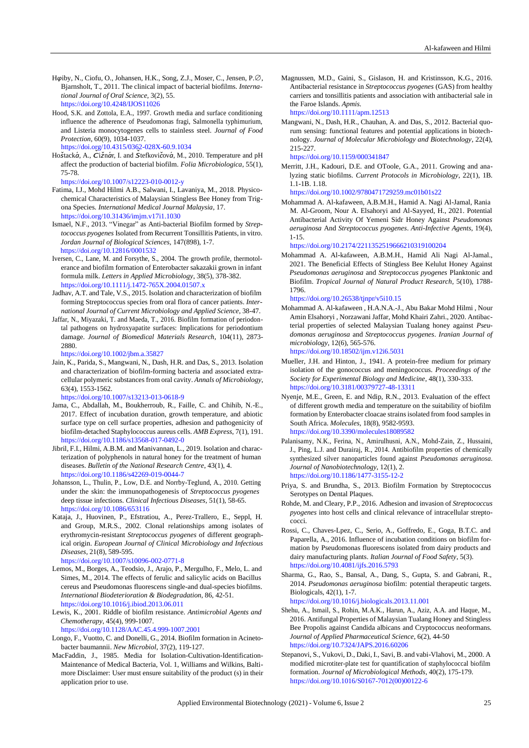Hφiby, N., Ciofu, O., Johansen, H.K., Song, Z.J., Moser, C., Jensen, P.∅, Bjarnsholt, T., 2011. The clinical impact of bacterial biofilms. *International Journal of Oral Science*, 3(2), 55. https://doi.org/10.4248/IJOS11026

Hood, S.K. and Zottola, E.A., 1997. Growth media and surface conditioning influence the adherence of Pseudomonas fragi, Salmonella typhimurium, and Listeria monocytogenes cells to stainless steel. *Journal of Food Protection*, 60(9), 1034-1037. https://doi.org/10.4315/0362-028X-60.9.1034

Hoštacká, A., Čižnár, I. and Štefkovičová, M., 2010. Temperature and pH affect the production of bacterial biofilm. *Folia Microbiologica*, 55(1), 75-78. https://doi.org/10.1007/s12223-010-0012-y

Fatima, I.J., Mohd Hilmi A.B., Salwani, I., Lavaniya, M., 2018. Physicochemical Characteristics of Malaysian Stingless Bee Honey from Trigona Species. *International Medical Journal Malaysia*, 17. https://doi.org/10.31436/imjm.v17i1.1030

Ismael, N.F., 2013. "Vinegar" as Anti-bacterial Biofilm formed by *Streptococcus pyogenes* Isolated from Recurrent Tonsillitis Patients, in vitro. *Jordan Journal of Biological Sciences*, 147(898), 1-7. https://doi.org/10.12816/0001532

Iversen, C., Lane, M. and Forsythe, S., 2004. The growth profile, thermotolerance and biofilm formation of Enterobacter sakazakii grown in infant formula milk. *Letters in Applied Microbiology*, 38(5), 378-382. https://doi.org/10.1111/j.1472-765X.2004.01507.x

Jadhav, A.T. and Tale, V.S., 2015. Isolation and characterization of biofilm forming Streptococcus species from oral flora of cancer patients. *International Journal of Current Microbiology and Applied Science*, 38-47.

Jaffar, N., Miyazaki, T. and Maeda, T., 2016. Biofilm formation of periodontal pathogens on hydroxyapatite surfaces: Implications for periodontium damage. *Journal of Biomedical Materials Research*, 104(11), 2873-2880. https://doi.org/10.1002/jbm.a.35827

Jain, K., Parida, S., Mangwani, N., Dash, H.R. and Das, S., 2013. Isolation and characterization of biofilm-forming bacteria and associated extracellular polymeric substances from oral cavity. *Annals of Microbiology*, 63(4), 1553-1562. https://doi.org/10.1007/s13213-013-0618-9

Jama, C., Abdallah, M., Boukherroub, R., Faille, C. and Chihib, N.-E., 2017. Effect of incubation duration, growth temperature, and abiotic surface type on cell surface properties, adhesion and pathogenicity of biofilm-detached Staphylococcus aureus cells. *AMB Express*, 7(1), 191. https://doi.org/10.1186/s13568-017-0492-0

Jibril, F.I., Hilmi, A.B.M. and Manivannan, L., 2019. Isolation and characterization of polyphenols in natural honey for the treatment of human diseases. *Bulletin of the National Research Centre*, 43(1), 4. https://doi.org/10.1186/s42269-019-0044-7

Johansson, L., Thulin, P., Low, D.E. and Norrby-Teglund, A., 2010. Getting under the skin: the immunopathogenesis of *Streptococcus pyogenes* deep tissue infections. *Clinical Infectious Diseases*, 51(1), 58-65. https://doi.org/10.1086/653116

Kataja, J., Huovinen, P., Efstratiou, A., Perez-Trallero, E., Seppl, H. and Group, M.R.S., 2002. Clonal relationships among isolates of erythromycin-resistant *Streptococcus pyogenes* of different geographical origin. *European Journal of Clinical Microbiology and Infectious Diseases*, 21(8), 589-595. https://doi.org/10.1007/s10096-002-0771-8

Lemos, M., Borges, A., Teodsio, J., Arajo, P., Mergulho, F., Melo, L. and Simes, M., 2014. The effects of ferulic and salicylic acids on Bacillus cereus and Pseudomonas fluorescens single-and dual-species biofilms. *International Biodeterioration & Biodegradation*, 86, 42-51. https://doi.org/10.1016/j.ibiod.2013.06.011

Lewis, K., 2001. Riddle of biofilm resistance. *Antimicrobial Agents and Chemotherapy*, 45(4), 999-1007. https://doi.org/10.1128/AAC.45.4.999-1007.2001

Longo, F., Vuotto, C. and Donelli, G., 2014. Biofilm formation in Acinetobacter baumannii. *New Microbiol*, 37(2), 119-127.

MacFaddin, J., 1985. Media for Isolation-Cultivation-Identification-Maintenance of Medical Bacteria, Vol. 1, Williams and Wilkins, Baltimore Disclaimer: User must ensure suitability of the product (s) in their application prior to use.

Magnussen, M.D., Gaini, S., Gislason, H. and Kristinsson, K.G., 2016. Antibacterial resistance in *Streptococcus pyogenes* (GAS) from healthy carriers and tonsillitis patients and association with antibacterial sale in the Faroe Islands. *Apmis*. https://doi.org/10.1111/apm.12513

Mangwani, N., Dash, H.R., Chauhan, A. and Das, S., 2012. Bacterial quorum sensing: functional features and potential applications in biotechnology. *Journal of Molecular Microbiology and Biotechnology*, 22(4), 215-227. https://doi.org/10.1159/000341847

Merritt, J.H., Kadouri, D.E. and OToole, G.A., 2011. Growing and analyzing static biofilms. *Current Protocols in Microbiology*, 22(1), 1B. 1.1-1B. 1.18. https://doi.org/10.1002/9780471729259.mc01b01s22

Mohammad A. Al-kafaween, A.B.M.H., Hamid A. Nagi Al-Jamal, Rania M. Al-Groom, Nour A. Elsahoryi and Al-Sayyed, H., 2021. Potential Antibacterial Activity Of Yemeni Sidr Honey Against *Pseudomonas aeruginosa* And *Streptococcus pyogenes*. *Anti-Infective Agents*, 19(4), 1-15. https://doi.org/10.2174/2211352519666210319100204

Mohammad A. Al-kafaween, A.B.M.H., Hamid Ali Nagi Al-Jamal., 2021. The Beneficial Effects of Stingless Bee Kelulut Honey Against *Pseudomonas aeruginosa* and *Streptococcus pyogenes* Planktonic and Biofilm. *Tropical Journal of Natural Product Research*, 5(10), 1788-1796. https://doi.org/10.26538/tjnpr/v5i10.15

Mohammad A. Al-kafaween , H.A.N.A.-J., Abu Bakar Mohd Hilmi , Nour Amin Elsahoryi , Norzawani Jaffar, Mohd Khairi Zahri., 2020. Antibacterial properties of selected Malaysian Tualang honey against *Pseudomonas aeruginosa* and *Streptococcus pyogenes*. *Iranian Journal of microbiology*, 12(6), 565-576. https://doi.org/10.18502/ijm.v12i6.5031

Mueller, J.H. and Hinton, J., 1941. A protein-free medium for primary isolation of the gonococcus and meningococcus. *Proceedings of the Society for Experimental Biology and Medicine*, 48(1), 330-333. https://doi.org/10.3181/00379727-48-13311

Nyenje, M.E., Green, E. and Ndip, R.N., 2013. Evaluation of the effect of different growth media and temperature on the suitability of biofilm formation by Enterobacter cloacae strains isolated from food samples in South Africa. *Molecules*, 18(8), 9582-9593. https://doi.org/10.3390/molecules18089582

Palanisamy, N.K., Ferina, N., Amirulhusni, A.N., Mohd-Zain, Z., Hussaini, J., Ping, L.J. and Durairaj, R., 2014. Antibiofilm properties of chemically synthesized silver nanoparticles found against *Pseudomonas aeruginosa*. *Journal of Nanobiotechnology*, 12(1), 2. https://doi.org/10.1186/1477-3155-12-2

Priya, S. and Brundha, S., 2013. Biofilm Formation by Streptococcus Serotypes on Dental Plaques.

Rohde, M. and Cleary, P.P., 2016. Adhesion and invasion of *Streptococcus pyogenes* into host cells and clinical relevance of intracellular streptococci.

Rossi, C., Chaves-Lpez, C., Serio, A., Goffredo, E., Goga, B.T.C. and Paparella, A., 2016. Influence of incubation conditions on biofilm formation by Pseudomonas fluorescens isolated from dairy products and dairy manufacturing plants. *Italian Journal of Food Safety*, 5(3). https://doi.org/10.4081/ijfs.2016.5793

Sharma, G., Rao, S., Bansal, A., Dang, S., Gupta, S. and Gabrani, R., 2014. *Pseudomonas aeruginosa* biofilm: potential therapeutic targets. Biologicals, 42(1), 1-7. https://doi.org/10.1016/j.biologicals.2013.11.001

Shehu, A., Ismail, S., Rohin, M.A.K., Harun, A., Aziz, A.A. and Haque, M., 2016. Antifungal Properties of Malaysian Tualang Honey and Stingless Bee Propolis against Candida albicans and Cryptococcus neoformans. *Journal of Applied Pharmaceutical Science*, 6(2), 44-50 https://doi.org/10.7324/JAPS.2016.60206

Stepanovi, S., Vukovi, D., Daki, I., Savi, B. and vabi-Vlahovi, M., 2000. A modified microtiter-plate test for quantification of staphylococcal biofilm formation. *Journal of Microbiological Methods*, 40(2), 175-179. https://doi.org/10.1016/S0167-7012(00)00122-6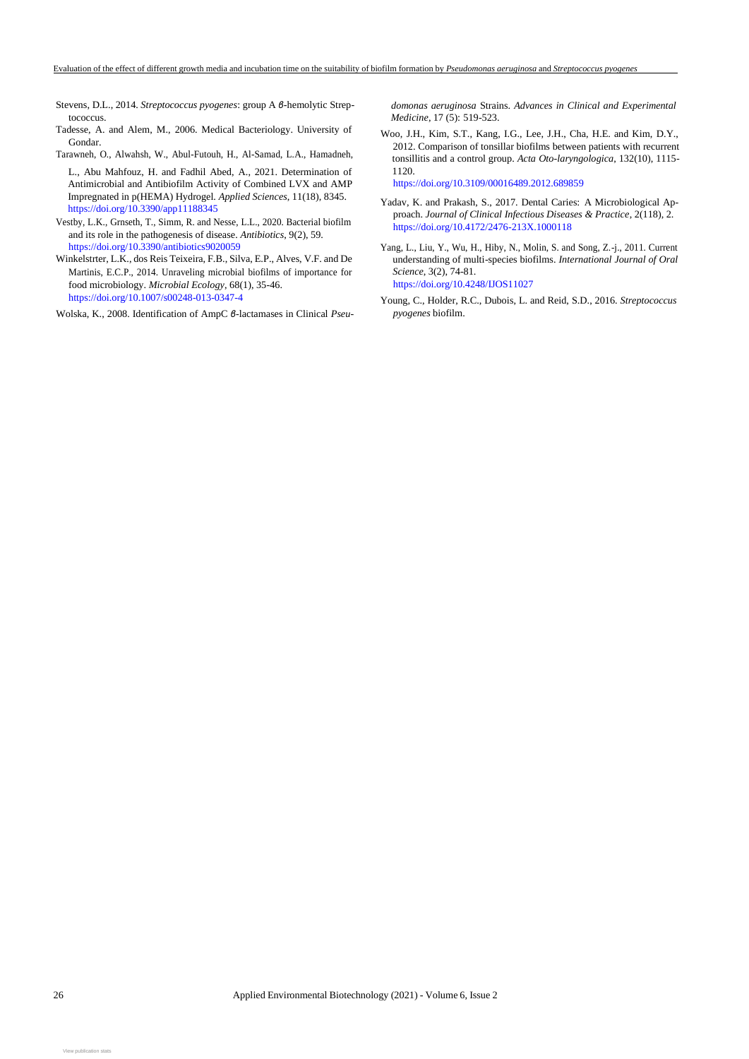Stevens, D.L., 2014. *Streptococcus pyogenes*: group A β-hemolytic Streptococcus.

Tadesse, A. and Alem, M., 2006. Medical Bacteriology. University of Gondar.

Tarawneh, O., Alwahsh, W., Abul-Futouh, H., Al-Samad, L.A., Hamadneh, L., Abu Mahfouz, H. and Fadhil Abed, A., 2021. Determination of Antimicrobial and Antibiofilm Activity of Combined LVX and AMP Impregnated in p(HEMA) Hydrogel. *Applied Sciences*, 11(18), 8345. https://doi.org/10.3390/app11188345

Vestby, L.K., Grnseth, T., Simm, R. and Nesse, L.L., 2020. Bacterial biofilm and its role in the pathogenesis of disease. *Antibiotics*, 9(2), 59. https://doi.org/10.3390/antibiotics9020059

Winkelstrter, L.K., dos Reis Teixeira, F.B., Silva, E.P., Alves, V.F. and De Martinis, E.C.P., 2014. Unraveling microbial biofilms of importance for food microbiology. *Microbial Ecology*, 68(1), 35-46. https://doi.org/10.1007/s00248-013-0347-4

Wolska, K., 2008. Identification of AmpC β-lactamases in Clinical *Pseudomonas aeruginosa* Strains. *Advances in Clinical and Experimental Medicine*, 17 (5): 519-523.

Woo, J.H., Kim, S.T., Kang, I.G., Lee, J.H., Cha, H.E. and Kim, D.Y., 2012. Comparison of tonsillar biofilms between patients with recurrent tonsillitis and a control group. *Acta Oto-laryngologica*, 132(10), 1115-1120. https://doi.org/10.3109/00016489.2012.689859

Yadav, K. and Prakash, S., 2017. Dental Caries: A Microbiological Approach. *Journal of Clinical Infectious Diseases & Practice*, 2(118), 2. https://doi.org/10.4172/2476-213X.1000118

Yang, L., Liu, Y., Wu, H., Hiby, N., Molin, S. and Song, Z.-j., 2011. Current understanding of multi-species biofilms. *International Journal of Oral Science*, 3(2), 74-81. https://doi.org/10.4248/IJOS11027

Young, C., Holder, R.C., Dubois, L. and Reid, S.D., 2016. *Streptococcus pyogenes* biofilm.